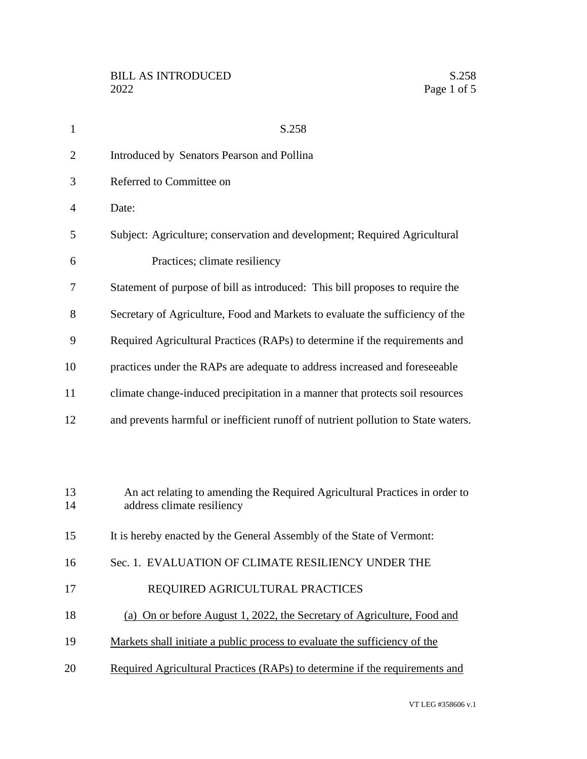S.258

Introduced by Senators Pearson and Pollina

Referred to Committee on

Date:

Subject: Agriculture; conservation and development; Required Agricultural Practices; climate resiliency

Statement of purpose of bill as introduced: This bill proposes to require the Secretary of Agriculture, Food and Markets to evaluate the sufficiency of the Required Agricultural Practices (RAPs) to determine if the requirements and practices under the RAPs are adequate to address increased and foreseeable climate change-induced precipitation in a manner that protects soil resources and prevents harmful or inefficient runoff of nutrient pollution to State waters.

An act relating to amending the Required Agricultural Practices in order to address climate resiliency

It is hereby enacted by the General Assembly of the State of Vermont:

Sec. 1. EVALUATION OF CLIMATE RESILIENCY UNDER THE REQUIRED AGRICULTURAL PRACTICES

(a) On or before August 1, 2022, the Secretary of Agriculture, Food and Markets shall initiate a public process to evaluate the sufficiency of the Required Agricultural Practices (RAPs) to determine if the requirements and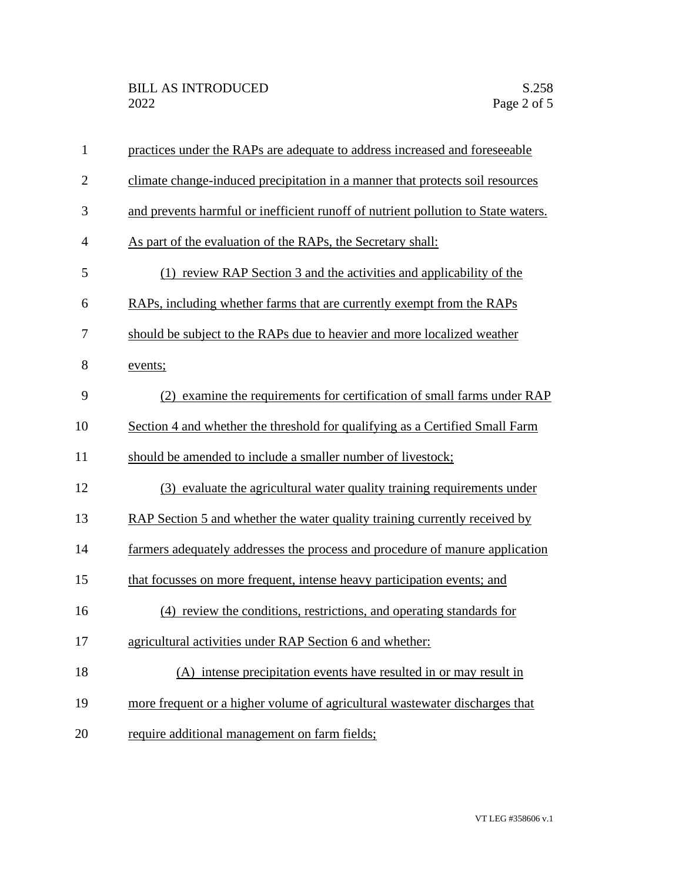practices under the RAPs are adequate to address increased and foreseeable climate change-induced precipitation in a manner that protects soil resources and prevents harmful or inefficient runoff of nutrient pollution to State waters. As part of the evaluation of the RAPs, the Secretary shall:

(1) review RAP Section 3 and the activities and applicability of the RAPs, including whether farms that are currently exempt from the RAPs should be subject to the RAPs due to heavier and more localized weather events;

(2) examine the requirements for certification of small farms under RAP Section 4 and whether the threshold for qualifying as a Certified Small Farm should be amended to include a smaller number of livestock;

(3) evaluate the agricultural water quality training requirements under RAP Section 5 and whether the water quality training currently received by farmers adequately addresses the process and procedure of manure application that focusses on more frequent, intense heavy participation events; and

(4) review the conditions, restrictions, and operating standards for agricultural activities under RAP Section 6 and whether:

(A) intense precipitation events have resulted in or may result in more frequent or a higher volume of agricultural wastewater discharges that require additional management on farm fields;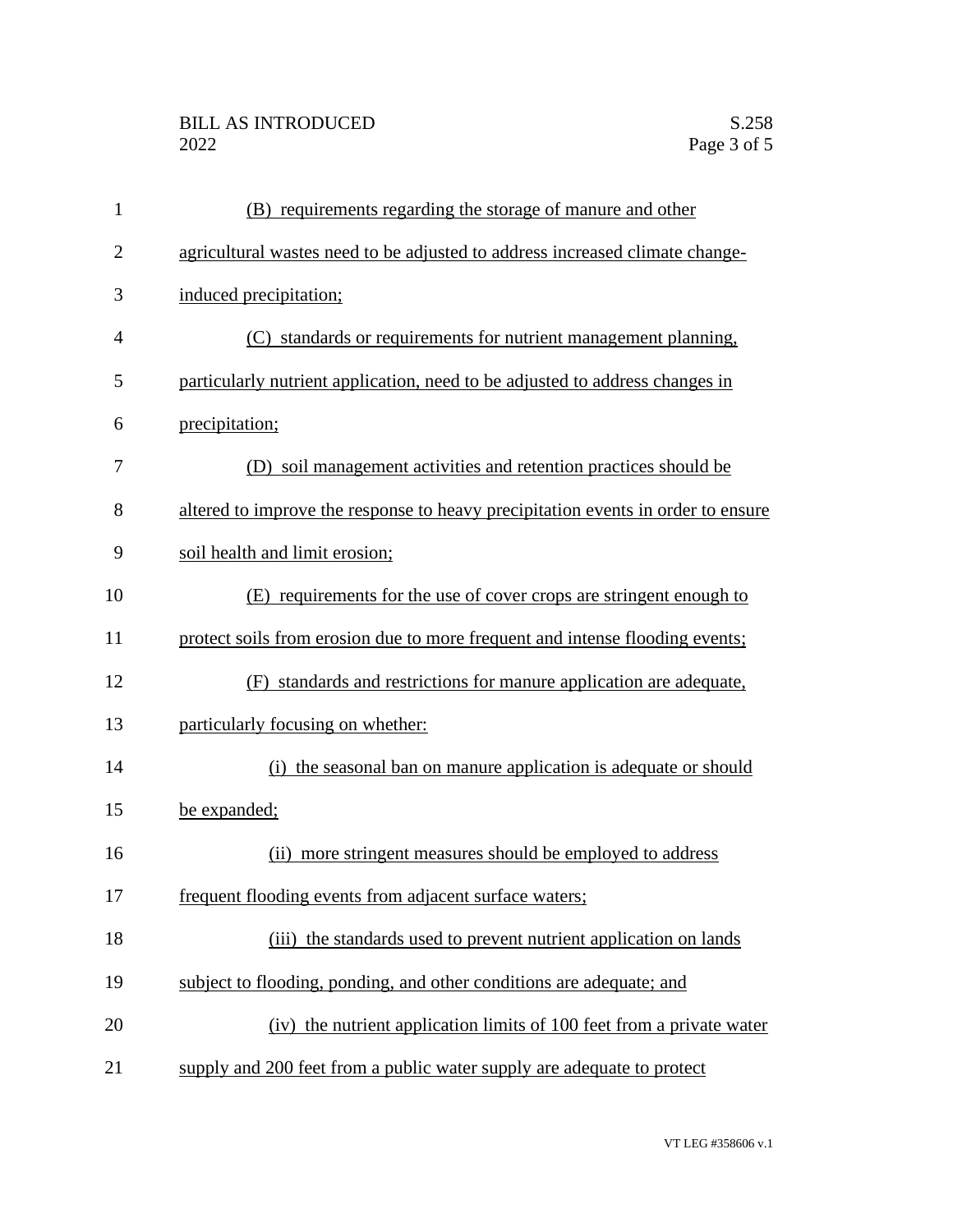(B) requirements regarding the storage of manure and other agricultural wastes need to be adjusted to address increased climate change-induced precipitation;

(C) standards or requirements for nutrient management planning, particularly nutrient application, need to be adjusted to address changes in precipitation;

(D) soil management activities and retention practices should be altered to improve the response to heavy precipitation events in order to ensure soil health and limit erosion;

(E) requirements for the use of cover crops are stringent enough to protect soils from erosion due to more frequent and intense flooding events;

(F) standards and restrictions for manure application are adequate, particularly focusing on whether:

(i) the seasonal ban on manure application is adequate or should be expanded;

(ii) more stringent measures should be employed to address frequent flooding events from adjacent surface waters;

(iii) the standards used to prevent nutrient application on lands subject to flooding, ponding, and other conditions are adequate; and

(iv) the nutrient application limits of 100 feet from a private water supply and 200 feet from a public water supply are adequate to protect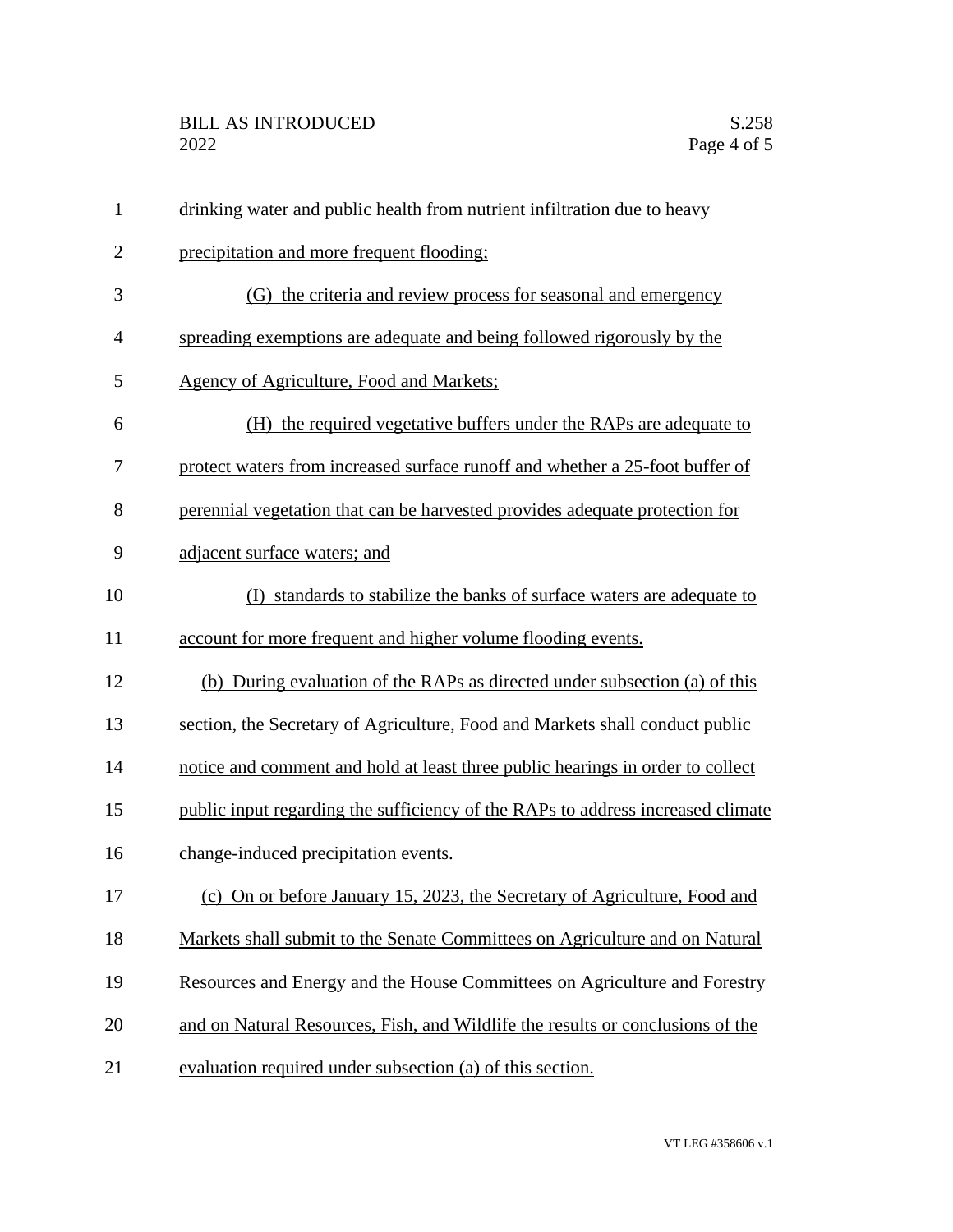drinking water and public health from nutrient infiltration due to heavy precipitation and more frequent flooding;

(G) the criteria and review process for seasonal and emergency spreading exemptions are adequate and being followed rigorously by the Agency of Agriculture, Food and Markets;

(H) the required vegetative buffers under the RAPs are adequate to protect waters from increased surface runoff and whether a 25-foot buffer of perennial vegetation that can be harvested provides adequate protection for adjacent surface waters; and

(I) standards to stabilize the banks of surface waters are adequate to account for more frequent and higher volume flooding events.

(b) During evaluation of the RAPs as directed under subsection (a) of this section, the Secretary of Agriculture, Food and Markets shall conduct public notice and comment and hold at least three public hearings in order to collect public input regarding the sufficiency of the RAPs to address increased climate change-induced precipitation events.

(c) On or before January 15, 2023, the Secretary of Agriculture, Food and Markets shall submit to the Senate Committees on Agriculture and on Natural Resources and Energy and the House Committees on Agriculture and Forestry and on Natural Resources, Fish, and Wildlife the results or conclusions of the evaluation required under subsection (a) of this section.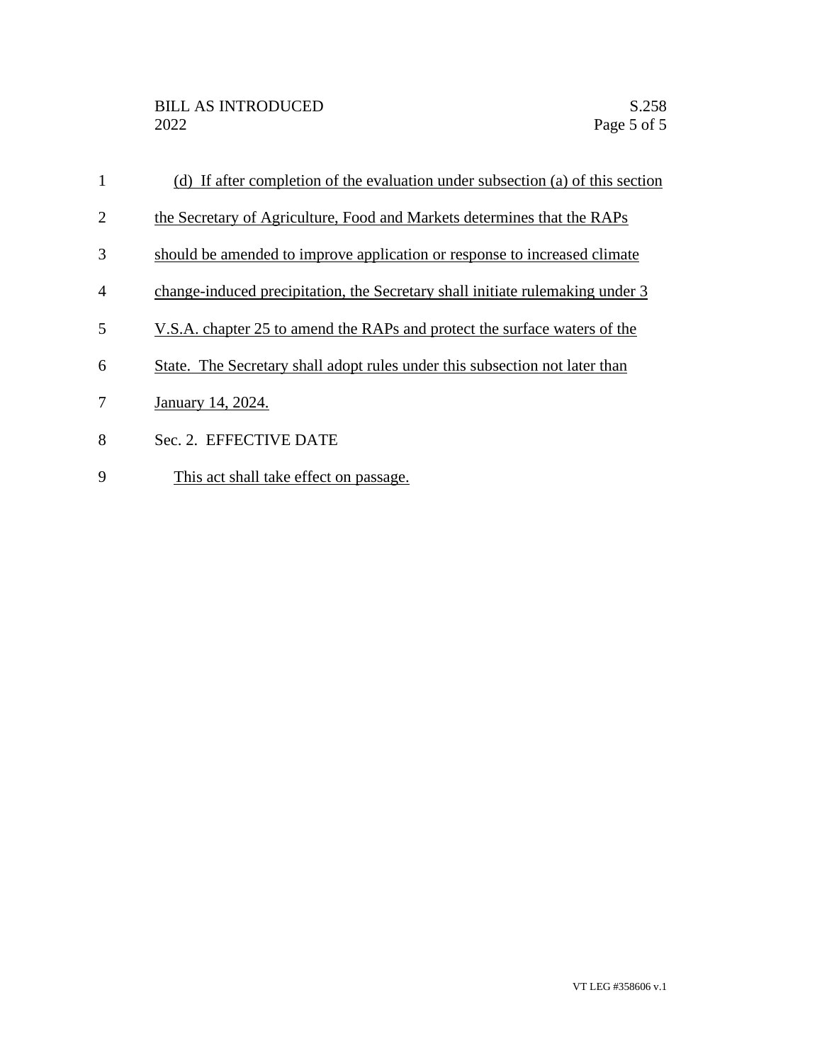(d) If after completion of the evaluation under subsection (a) of this section the Secretary of Agriculture, Food and Markets determines that the RAPs should be amended to improve application or response to increased climate change-induced precipitation, the Secretary shall initiate rulemaking under 3 V.S.A. chapter 25 to amend the RAPs and protect the surface waters of the State. The Secretary shall adopt rules under this subsection not later than January 14, 2024.

Sec. 2. EFFECTIVE DATE

This act shall take effect on passage.